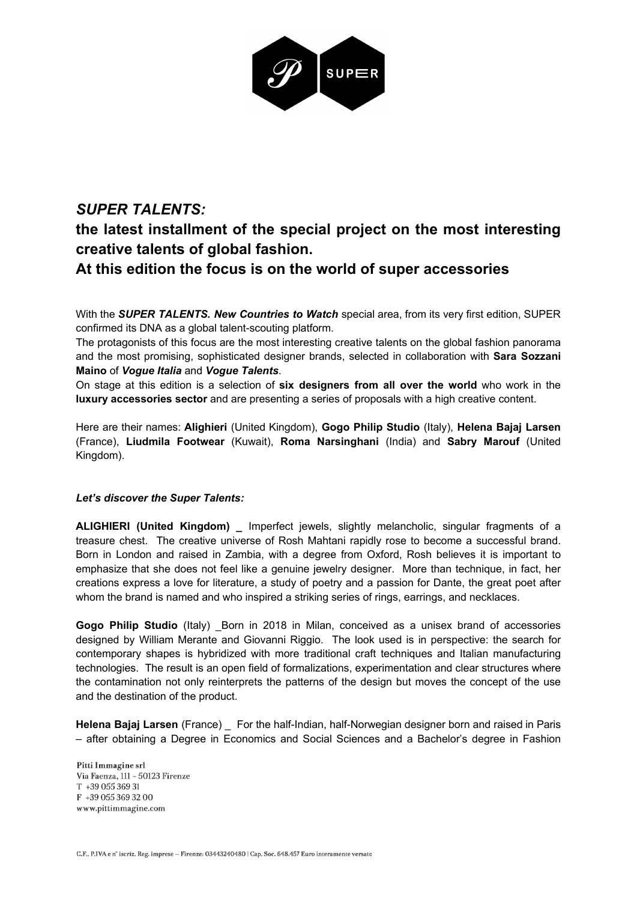## *SUPER TALENTS:*
## the latest installment of the special project on the most interesting creative talents of global fashion.
## At this edition the focus is on the world of super accessories

With the ***SUPER TALENTS. New Countries to Watch*** special area, from its very first edition, SUPER confirmed its DNA as a global talent-scouting platform.
The protagonists of this focus are the most interesting creative talents on the global fashion panorama and the most promising, sophisticated designer brands, selected in collaboration with **Sara Sozzani Maino** of ***Vogue Italia*** and ***Vogue Talents***.
On stage at this edition is a selection of **six designers from all over the world** who work in the **luxury accessories sector** and are presenting a series of proposals with a high creative content.

Here are their names: **Alighieri** (United Kingdom), **Gogo Philip Studio** (Italy), **Helena Bajaj Larsen** (France), **Liudmila Footwear** (Kuwait), **Roma Narsinghani** (India) and **Sabry Marouf** (United Kingdom).

***Let's discover the Super Talents:***

**ALIGHIERI (United Kingdom) _** Imperfect jewels, slightly melancholic, singular fragments of a treasure chest. The creative universe of Rosh Mahtani rapidly rose to become a successful brand. Born in London and raised in Zambia, with a degree from Oxford, Rosh believes it is important to emphasize that she does not feel like a genuine jewelry designer. More than technique, in fact, her creations express a love for literature, a study of poetry and a passion for Dante, the great poet after whom the brand is named and who inspired a striking series of rings, earrings, and necklaces.

**Gogo Philip Studio** (Italy) _Born in 2018 in Milan, conceived as a unisex brand of accessories designed by William Merante and Giovanni Riggio. The look used is in perspective: the search for contemporary shapes is hybridized with more traditional craft techniques and Italian manufacturing technologies. The result is an open field of formalizations, experimentation and clear structures where the contamination not only reinterprets the patterns of the design but moves the concept of the use and the destination of the product.

**Helena Bajaj Larsen** (France) _ For the half-Indian, half-Norwegian designer born and raised in Paris – after obtaining a Degree in Economics and Social Sciences and a Bachelor's degree in Fashion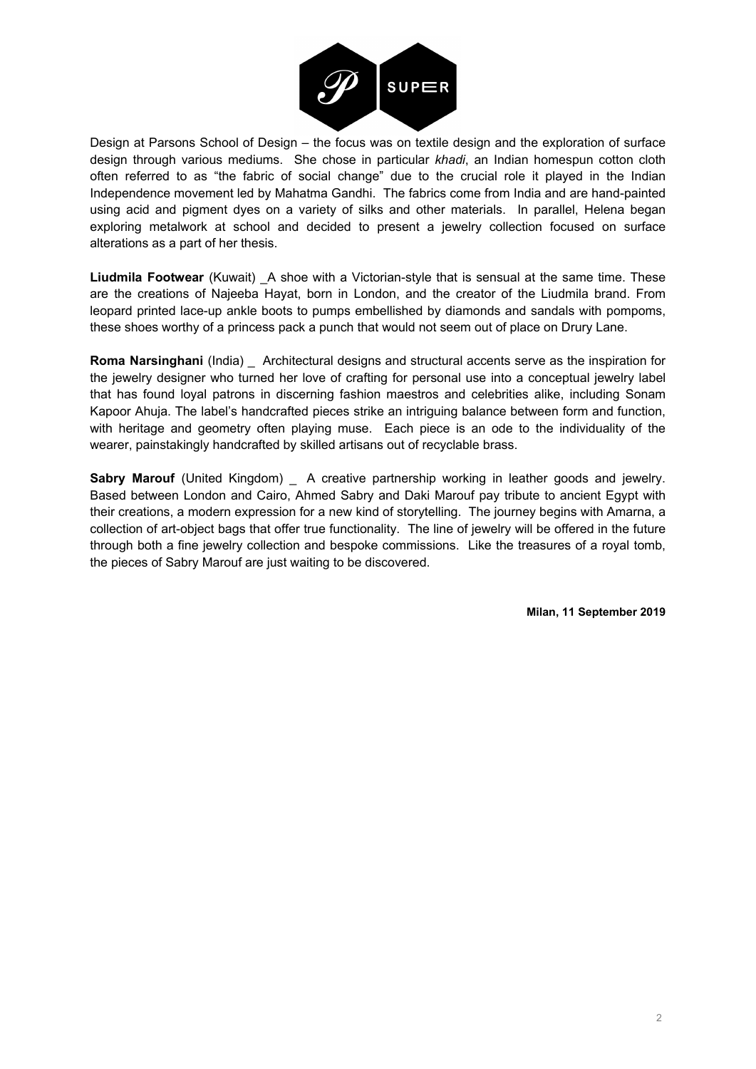Design at Parsons School of Design – the focus was on textile design and the exploration of surface design through various mediums. She chose in particular *khadi*, an Indian homespun cotton cloth often referred to as "the fabric of social change" due to the crucial role it played in the Indian Independence movement led by Mahatma Gandhi. The fabrics come from India and are hand-painted using acid and pigment dyes on a variety of silks and other materials. In parallel, Helena began exploring metalwork at school and decided to present a jewelry collection focused on surface alterations as a part of her thesis.

**Liudmila Footwear** (Kuwait) _A shoe with a Victorian-style that is sensual at the same time. These are the creations of Najeeba Hayat, born in London, and the creator of the Liudmila brand. From leopard printed lace-up ankle boots to pumps embellished by diamonds and sandals with pompoms, these shoes worthy of a princess pack a punch that would not seem out of place on Drury Lane.

**Roma Narsinghani** (India) _ Architectural designs and structural accents serve as the inspiration for the jewelry designer who turned her love of crafting for personal use into a conceptual jewelry label that has found loyal patrons in discerning fashion maestros and celebrities alike, including Sonam Kapoor Ahuja. The label's handcrafted pieces strike an intriguing balance between form and function, with heritage and geometry often playing muse. Each piece is an ode to the individuality of the wearer, painstakingly handcrafted by skilled artisans out of recyclable brass.

**Sabry Marouf** (United Kingdom) _ A creative partnership working in leather goods and jewelry. Based between London and Cairo, Ahmed Sabry and Daki Marouf pay tribute to ancient Egypt with their creations, a modern expression for a new kind of storytelling. The journey begins with Amarna, a collection of art-object bags that offer true functionality. The line of jewelry will be offered in the future through both a fine jewelry collection and bespoke commissions. Like the treasures of a royal tomb, the pieces of Sabry Marouf are just waiting to be discovered.

**Milan, 11 September 2019**